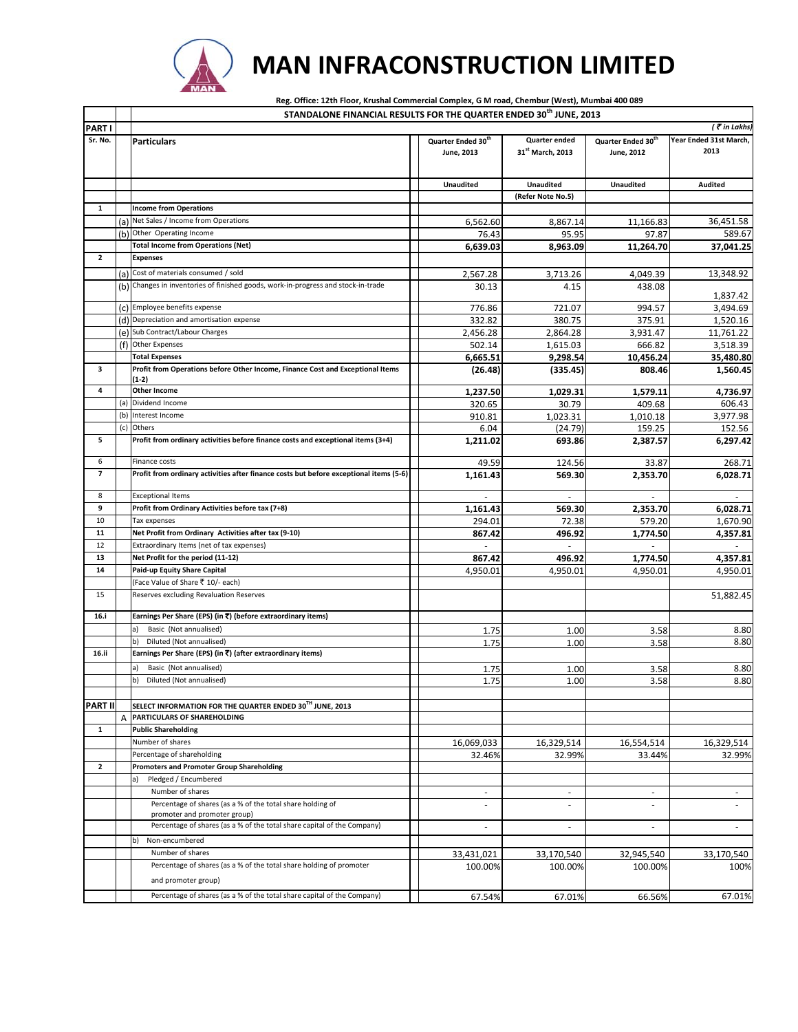# MAN INFRACONSTRUCTION LIMITED

**Reg. Office: 12th Floor, Krushal Commercial Complex, G M road, Chembur (West), Mumbai 400 089**

## STANDALONE FINANCIAL RESULTS FOR THE QUARTER ENDED 30th JUNE, 2013

| PART I | | | | | | *( ₹ in Lakhs)* |
|---|---|---|---|---|---|---|
| **Sr. No.** | | **Particulars** | **Quarter Ended 30th June, 2013** | **Quarter ended 31st March, 2013** | **Quarter Ended 30th June, 2012** | **Year Ended 31st March, 2013** |
| | | | **Unaudited** | **Unaudited** | **Unaudited** | **Audited** |
| | | | | **(Refer Note No.5)** | | |
| **1** | | **Income from Operations** | | | | |
| | (a) | Net Sales / Income from Operations | 6,562.60 | 8,867.14 | 11,166.83 | 36,451.58 |
| | (b) | Other Operating Income | 76.43 | 95.95 | 97.87 | 589.67 |
| | | **Total Income from Operations (Net)** | **6,639.03** | **8,963.09** | **11,264.70** | **37,041.25** |
| **2** | | **Expenses** | | | | |
| | (a) | Cost of materials consumed / sold | 2,567.28 | 3,713.26 | 4,049.39 | 13,348.92 |
| | (b) | Changes in inventories of finished goods, work-in-progress and stock-in-trade | 30.13 | 4.15 | 438.08 | 1,837.42 |
| | (c) | Employee benefits expense | 776.86 | 721.07 | 994.57 | 3,494.69 |
| | (d) | Depreciation and amortisation expense | 332.82 | 380.75 | 375.91 | 1,520.16 |
| | (e) | Sub Contract/Labour Charges | 2,456.28 | 2,864.28 | 3,931.47 | 11,761.22 |
| | (f) | Other Expenses | 502.14 | 1,615.03 | 666.82 | 3,518.39 |
| | | **Total Expenses** | **6,665.51** | **9,298.54** | **10,456.24** | **35,480.80** |
| **3** | | **Profit from Operations before Other Income, Finance Cost and Exceptional Items (1-2)** | **(26.48)** | **(335.45)** | **808.46** | **1,560.45** |
| **4** | | **Other Income** | **1,237.50** | **1,029.31** | **1,579.11** | **4,736.97** |
| | (a) | Dividend Income | 320.65 | 30.79 | 409.68 | 606.43 |
| | (b) | Interest Income | 910.81 | 1,023.31 | 1,010.18 | 3,977.98 |
| | (c) | Others | 6.04 | (24.79) | 159.25 | 152.56 |
| **5** | | **Profit from ordinary activities before finance costs and exceptional items (3+4)** | **1,211.02** | **693.86** | **2,387.57** | **6,297.42** |
| 6 | | Finance costs | 49.59 | 124.56 | 33.87 | 268.71 |
| **7** | | **Profit from ordinary activities after finance costs but before exceptional items (5-6)** | **1,161.43** | **569.30** | **2,353.70** | **6,028.71** |
| 8 | | Exceptional Items | - | - | - | - |
| **9** | | **Profit from Ordinary Activities before tax (7+8)** | **1,161.43** | **569.30** | **2,353.70** | **6,028.71** |
| 10 | | Tax expenses | 294.01 | 72.38 | 579.20 | 1,670.90 |
| **11** | | **Net Profit from Ordinary Activities after tax (9-10)** | **867.42** | **496.92** | **1,774.50** | **4,357.81** |
| 12 | | Extraordinary Items (net of tax expenses) | - | - | - | - |
| **13** | | **Net Profit for the period (11-12)** | **867.42** | **496.92** | **1,774.50** | **4,357.81** |
| **14** | | **Paid-up Equity Share Capital** | 4,950.01 | 4,950.01 | 4,950.01 | 4,950.01 |
| | | (Face Value of Share ₹ 10/- each) | | | | |
| 15 | | Reserves excluding Revaluation Reserves | | | | 51,882.45 |
| **16.i** | | **Earnings Per Share (EPS) (in ₹) (before extraordinary items)** | | | | |
| | | a) Basic (Not annualised) | 1.75 | 1.00 | 3.58 | 8.80 |
| | | b) Diluted (Not annualised) | 1.75 | 1.00 | 3.58 | 8.80 |
| **16.ii** | | **Earnings Per Share (EPS) (in ₹) (after extraordinary items)** | | | | |
| | | a) Basic (Not annualised) | 1.75 | 1.00 | 3.58 | 8.80 |
| | | b) Diluted (Not annualised) | 1.75 | 1.00 | 3.58 | 8.80 |
| **PART II** | | **SELECT INFORMATION FOR THE QUARTER ENDED 30TH JUNE, 2013** | | | | |
| | A | **PARTICULARS OF SHAREHOLDING** | | | | |
| **1** | | **Public Shareholding** | | | | |
| | | Number of shares | 16,069,033 | 16,329,514 | 16,554,514 | 16,329,514 |
| | | Percentage of shareholding | 32.46% | 32.99% | 33.44% | 32.99% |
| **2** | | **Promoters and Promoter Group Shareholding** | | | | |
| | | a) Pledged / Encumbered | | | | |
| | | Number of shares | - | - | - | - |
| | | Percentage of shares (as a % of the total share holding of promoter and promoter group) | - | - | - | - |
| | | Percentage of shares (as a % of the total share capital of the Company) | - | - | - | - |
| | | b) Non-encumbered | | | | |
| | | Number of shares | 33,431,021 | 33,170,540 | 32,945,540 | 33,170,540 |
| | | Percentage of shares (as a % of the total share holding of promoter and promoter group) | 100.00% | 100.00% | 100.00% | 100% |
| | | Percentage of shares (as a % of the total share capital of the Company) | 67.54% | 67.01% | 66.56% | 67.01% |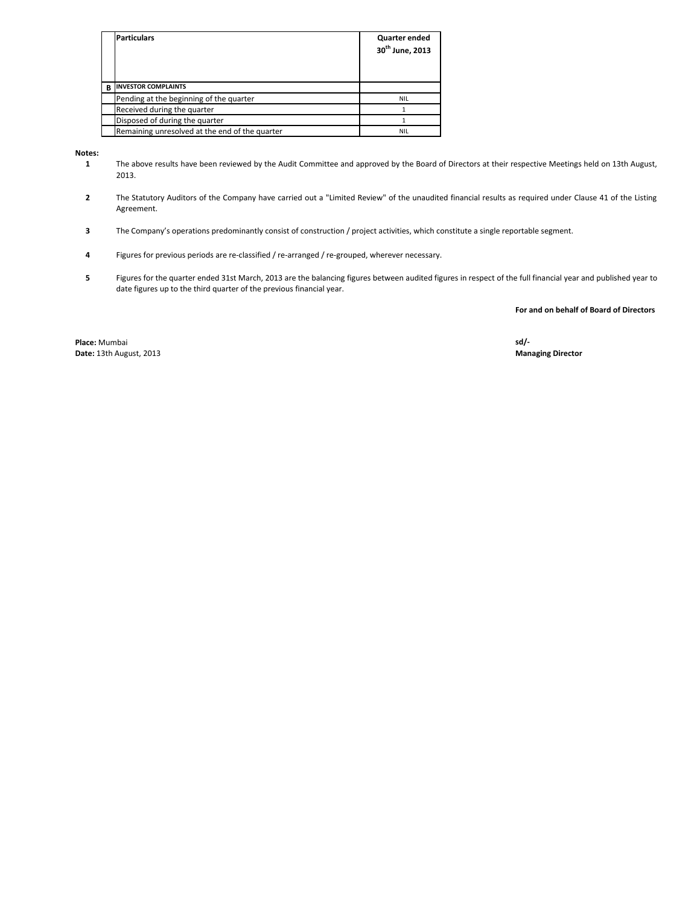| | Particulars | Quarter ended 30th June, 2013 |
|---|---|---|
| B | INVESTOR COMPLAINTS | |
| | Pending at the beginning of the quarter | NIL |
| | Received during the quarter | 1 |
| | Disposed of during the quarter | 1 |
| | Remaining unresolved at the end of the quarter | NIL |

**Notes:**

1. The above results have been reviewed by the Audit Committee and approved by the Board of Directors at their respective Meetings held on 13th August, 2013.

2. The Statutory Auditors of the Company have carried out a "Limited Review" of the unaudited financial results as required under Clause 41 of the Listing Agreement.

3. The Company's operations predominantly consist of construction / project activities, which constitute a single reportable segment.

4. Figures for previous periods are re-classified / re-arranged / re-grouped, wherever necessary.

5. Figures for the quarter ended 31st March, 2013 are the balancing figures between audited figures in respect of the full financial year and published year to date figures up to the third quarter of the previous financial year.

**For and on behalf of Board of Directors**

**Place:** Mumbai
**Date:** 13th August, 2013

**sd/-**
**Managing Director**